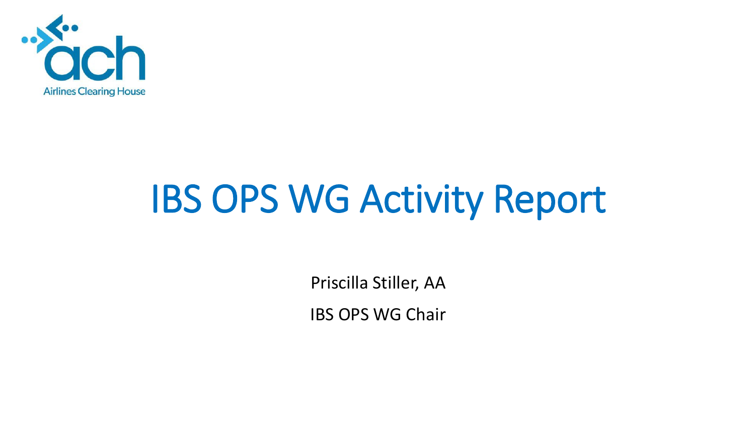Airlines Clearing House

# IBS OPS WG Activity Report

Priscilla Stiller, AA

IBS OPS WG Chair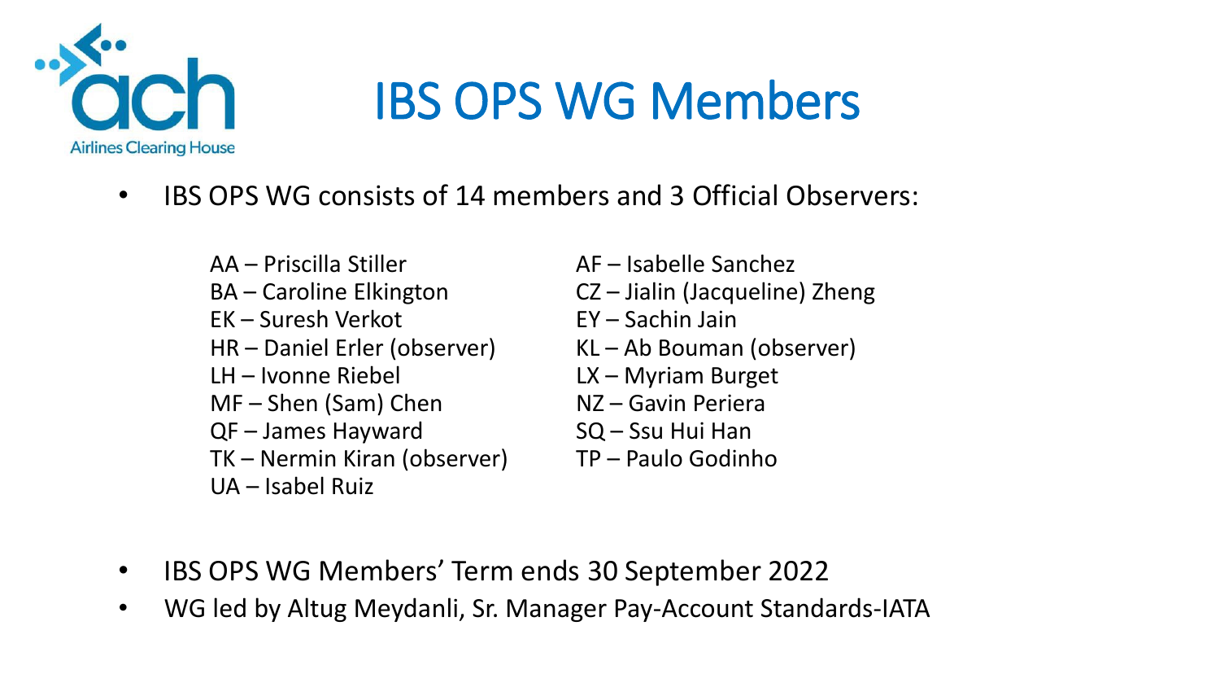# IBS OPS WG Members

- IBS OPS WG consists of 14 members and 3 Official Observers:

AA – Priscilla Stiller
BA – Caroline Elkington
EK – Suresh Verkot
HR – Daniel Erler (observer)
LH – Ivonne Riebel
MF – Shen (Sam) Chen
QF – James Hayward
TK – Nermin Kiran (observer)
UA – Isabel Ruiz

AF – Isabelle Sanchez
CZ – Jialin (Jacqueline) Zheng
EY – Sachin Jain
KL – Ab Bouman (observer)
LX – Myriam Burget
NZ – Gavin Periera
SQ – Ssu Hui Han
TP – Paulo Godinho

- IBS OPS WG Members' Term ends 30 September 2022
- WG led by Altug Meydanli, Sr. Manager Pay-Account Standards-IATA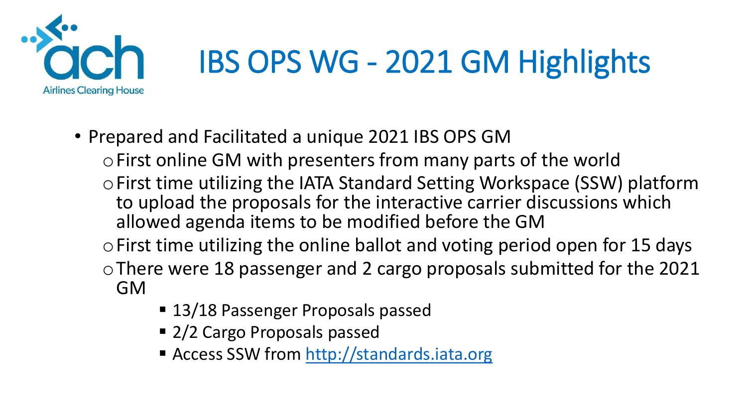# IBS OPS WG - 2021 GM Highlights

- Prepared and Facilitated a unique 2021 IBS OPS GM
  - First online GM with presenters from many parts of the world
  - First time utilizing the IATA Standard Setting Workspace (SSW) platform to upload the proposals for the interactive carrier discussions which allowed agenda items to be modified before the GM
  - First time utilizing the online ballot and voting period open for 15 days
  - There were 18 passenger and 2 cargo proposals submitted for the 2021 GM
    - 13/18 Passenger Proposals passed
    - 2/2 Cargo Proposals passed
    - Access SSW from [http://standards.iata.org](http://standards.iata.org)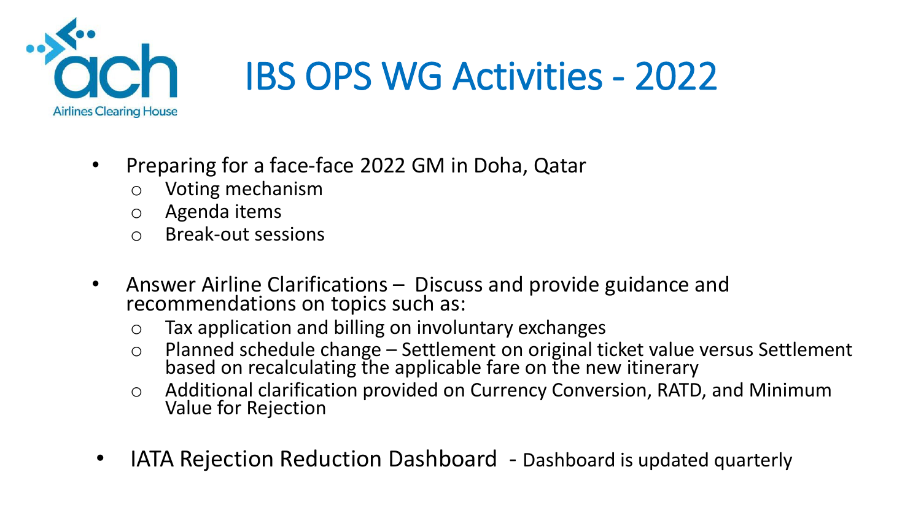# IBS OPS WG Activities - 2022

- Preparing for a face-face 2022 GM in Doha, Qatar
  - Voting mechanism
  - Agenda items
  - Break-out sessions

- Answer Airline Clarifications – Discuss and provide guidance and recommendations on topics such as:
  - Tax application and billing on involuntary exchanges
  - Planned schedule change – Settlement on original ticket value versus Settlement based on recalculating the applicable fare on the new itinerary
  - Additional clarification provided on Currency Conversion, RATD, and Minimum Value for Rejection

- IATA Rejection Reduction Dashboard - Dashboard is updated quarterly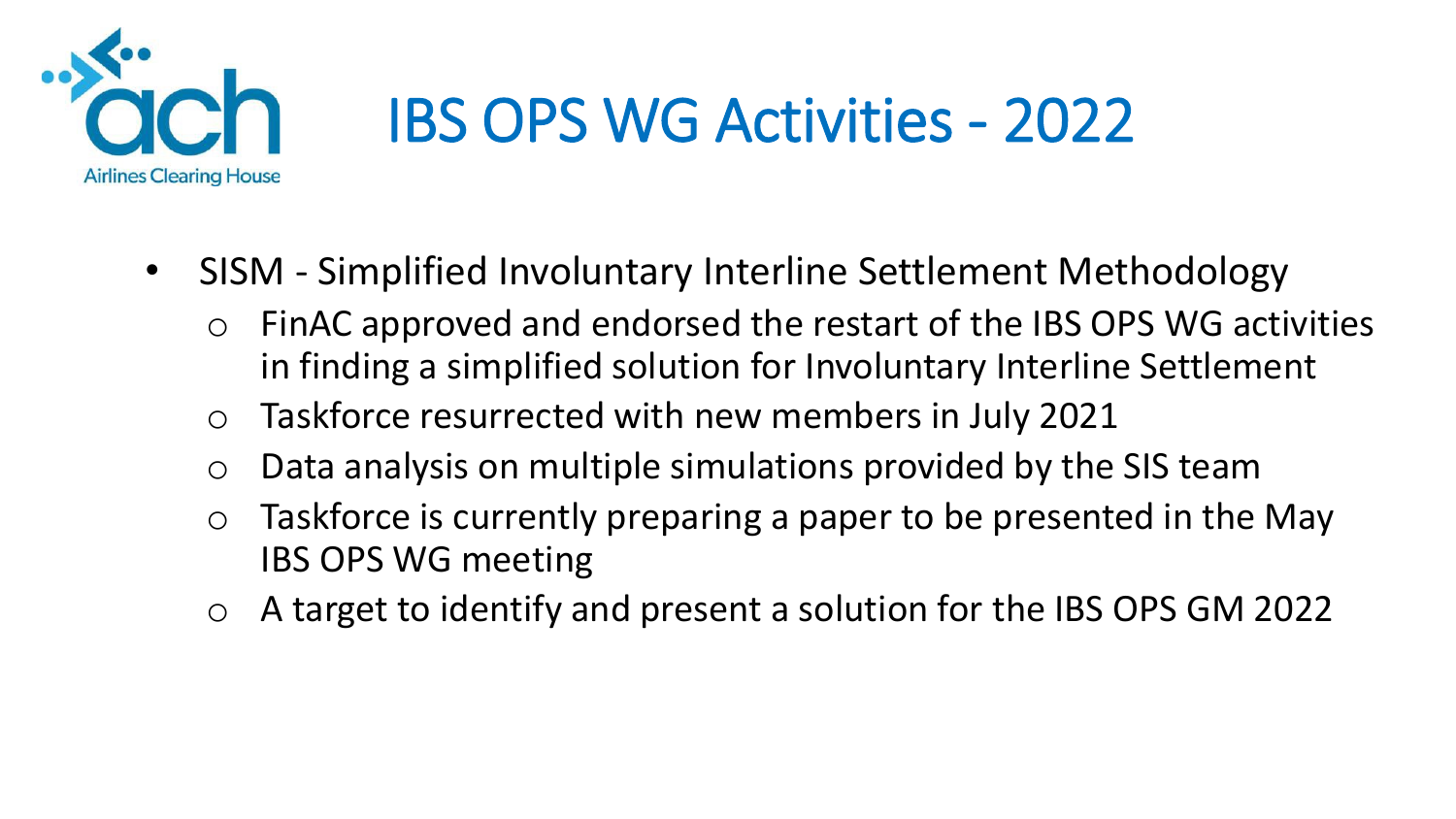# IBS OPS WG Activities - 2022

- SISM - Simplified Involuntary Interline Settlement Methodology
  - FinAC approved and endorsed the restart of the IBS OPS WG activities in finding a simplified solution for Involuntary Interline Settlement
  - Taskforce resurrected with new members in July 2021
  - Data analysis on multiple simulations provided by the SIS team
  - Taskforce is currently preparing a paper to be presented in the May IBS OPS WG meeting
  - A target to identify and present a solution for the IBS OPS GM 2022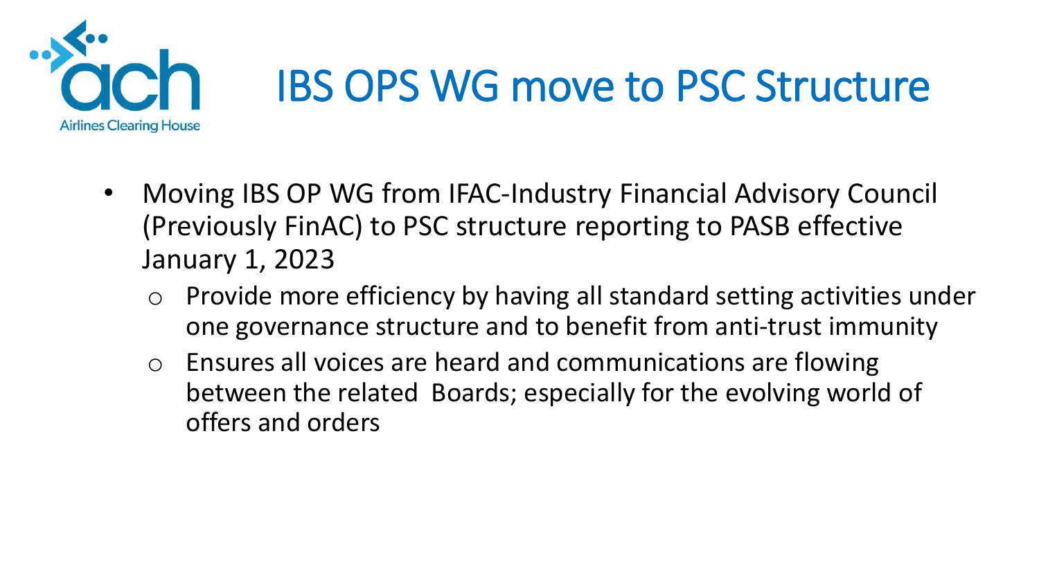# IBS OPS WG move to PSC Structure

- Moving IBS OP WG from IFAC-Industry Financial Advisory Council (Previously FinAC) to PSC structure reporting to PASB effective January 1, 2023
  - Provide more efficiency by having all standard setting activities under one governance structure and to benefit from anti-trust immunity
  - Ensures all voices are heard and communications are flowing between the related Boards; especially for the evolving world of offers and orders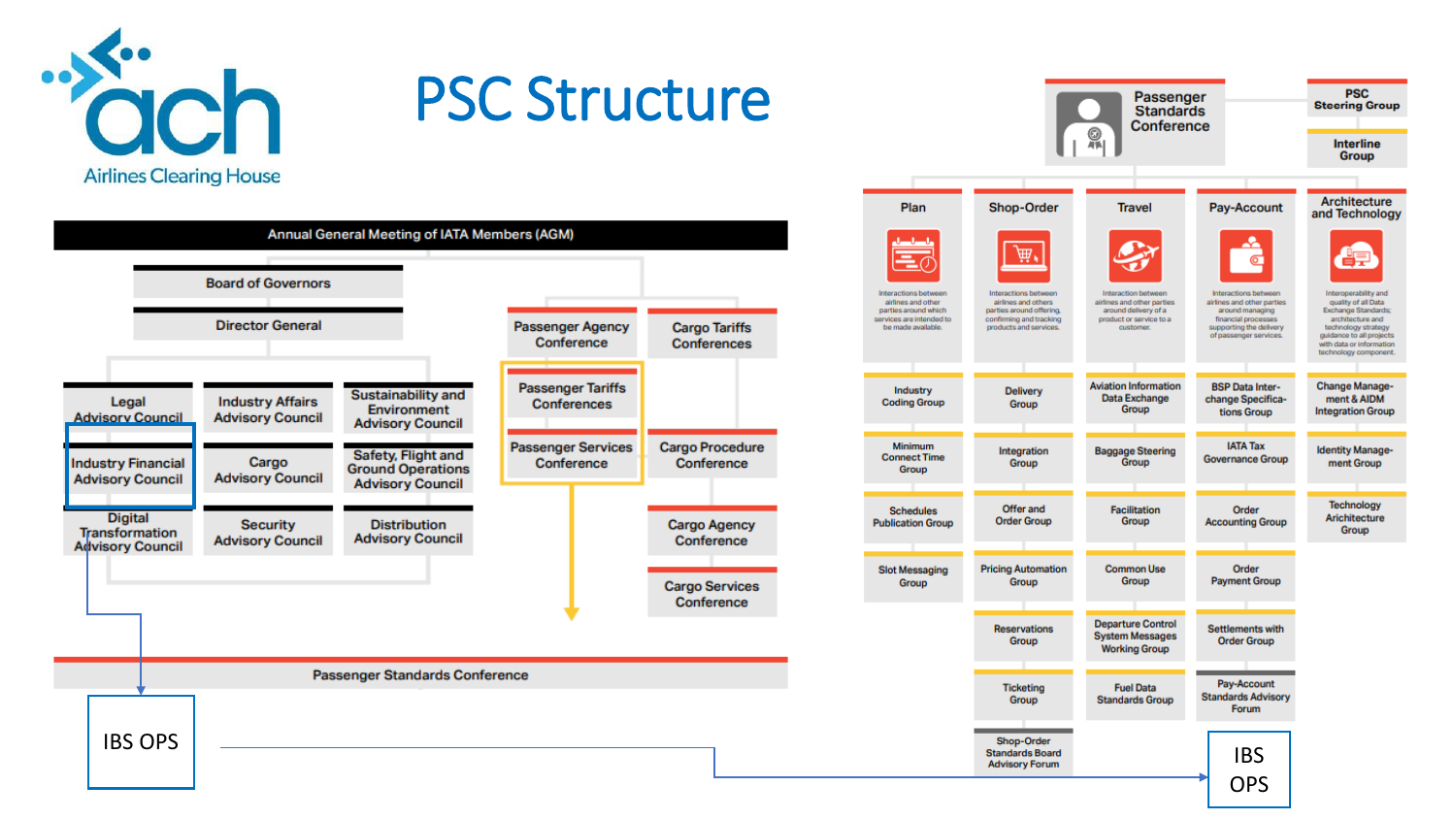# PSC Structure

ach Airlines Clearing House

Annual General Meeting of IATA Members (AGM)

- Board of Governors
- Director General
  - Legal Advisory Council
  - Industry Affairs Advisory Council
  - Sustainability and Environment Advisory Council
  - Industry Financial Advisory Council
  - Cargo Advisory Council
  - Safety, Flight and Ground Operations Advisory Council
  - Digital Transformation Advisory Council
  - Security Advisory Council
  - Distribution Advisory Council
- Passenger Agency Conference
- Passenger Tariffs Conferences
- Passenger Services Conference
- Cargo Tariffs Conferences
- Cargo Procedure Conference
- Cargo Agency Conference
- Cargo Services Conference

Passenger Standards Conference

IBS OPS

**Passenger Standards Conference**

- PSC Steering Group
- Interline Group

| Plan | Shop-Order | Travel | Pay-Account | Architecture and Technology |
|---|---|---|---|---|
| Interactions between airlines and other parties around which services are intended to be made available. | Interactions between airlines and others parties around offering, confirming and tracking products and services. | Interaction between airlines and other parties around delivery of a product or service to a customer. | Interactions between airlines and other parties around managing financial processes supporting the delivery of passenger services. | Interoperability and quality of all Data Exchange Standards; architecture and technology strategy guidance to all projects with data or information technology component. |
| Industry Coding Group | Delivery Group | Aviation Information Data Exchange Group | BSP Data Interchange Specifications Group | Change Management & AIDM Integration Group |
| Minimum Connect Time Group | Integration Group | Baggage Steering Group | IATA Tax Governance Group | Identity Management Group |
| Schedules Publication Group | Offer and Order Group | Facilitation Group | Order Accounting Group | Technology Architecture Group |
| Slot Messaging Group | Pricing Automation Group | Common Use Group | Order Payment Group | |
| | Reservations Group | Departure Control System Messages Working Group | Settlements with Order Group | |
| | Ticketing Group | Fuel Data Standards Group | Pay-Account Standards Advisory Forum | |
| | Shop-Order Standards Board Advisory Forum | | | |

IBS OPS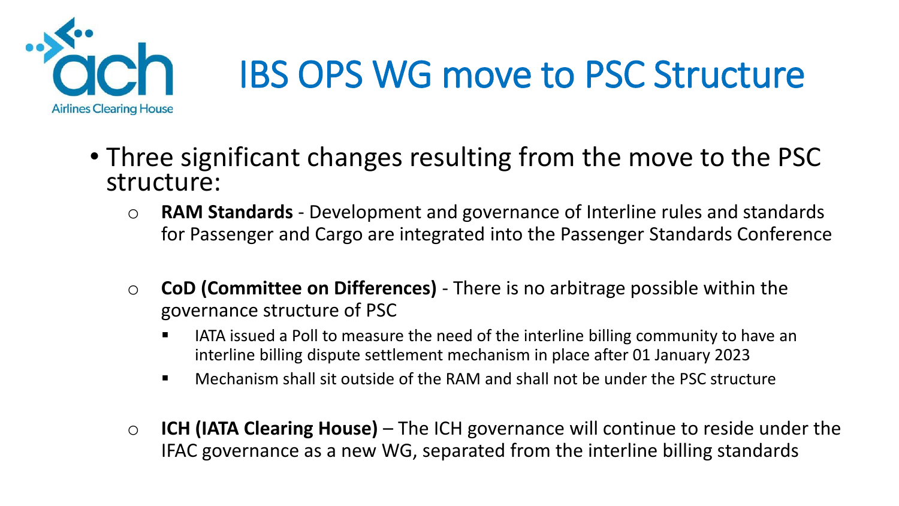# IBS OPS WG move to PSC Structure

- Three significant changes resulting from the move to the PSC structure:
  - **RAM Standards** - Development and governance of Interline rules and standards for Passenger and Cargo are integrated into the Passenger Standards Conference
  - **CoD (Committee on Differences)** - There is no arbitrage possible within the governance structure of PSC
    - IATA issued a Poll to measure the need of the interline billing community to have an interline billing dispute settlement mechanism in place after 01 January 2023
    - Mechanism shall sit outside of the RAM and shall not be under the PSC structure
  - **ICH (IATA Clearing House)** – The ICH governance will continue to reside under the IFAC governance as a new WG, separated from the interline billing standards